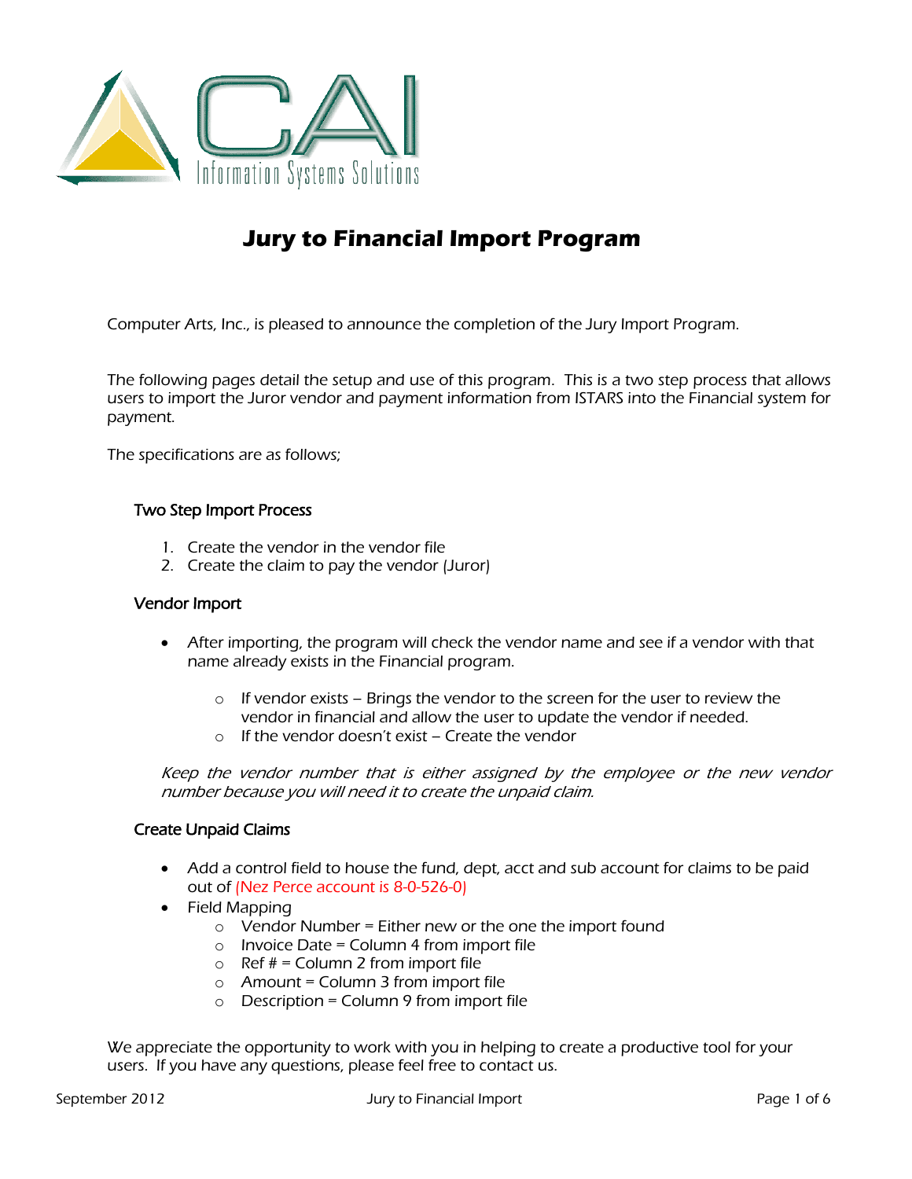# Jury to Financial Import Program

Computer Arts, Inc., is pleased to announce the completion of the Jury Import Program.

The following pages detail the setup and use of this program. This is a two step process that allows users to import the Juror vendor and payment information from ISTARS into the Financial system for payment.

The specifications are as follows;

### Two Step Import Process

1. Create the vendor in the vendor file
2. Create the claim to pay the vendor (Juror)

### Vendor Import

- After importing, the program will check the vendor name and see if a vendor with that name already exists in the Financial program.
  - If vendor exists – Brings the vendor to the screen for the user to review the vendor in financial and allow the user to update the vendor if needed.
  - If the vendor doesn't exist – Create the vendor

*Keep the vendor number that is either assigned by the employee or the new vendor number because you will need it to create the unpaid claim.*

### Create Unpaid Claims

- Add a control field to house the fund, dept, acct and sub account for claims to be paid out of (Nez Perce account is 8-0-526-0)
- Field Mapping
  - Vendor Number = Either new or the one the import found
  - Invoice Date = Column 4 from import file
  - Ref # = Column 2 from import file
  - Amount = Column 3 from import file
  - Description = Column 9 from import file

We appreciate the opportunity to work with you in helping to create a productive tool for your users. If you have any questions, please feel free to contact us.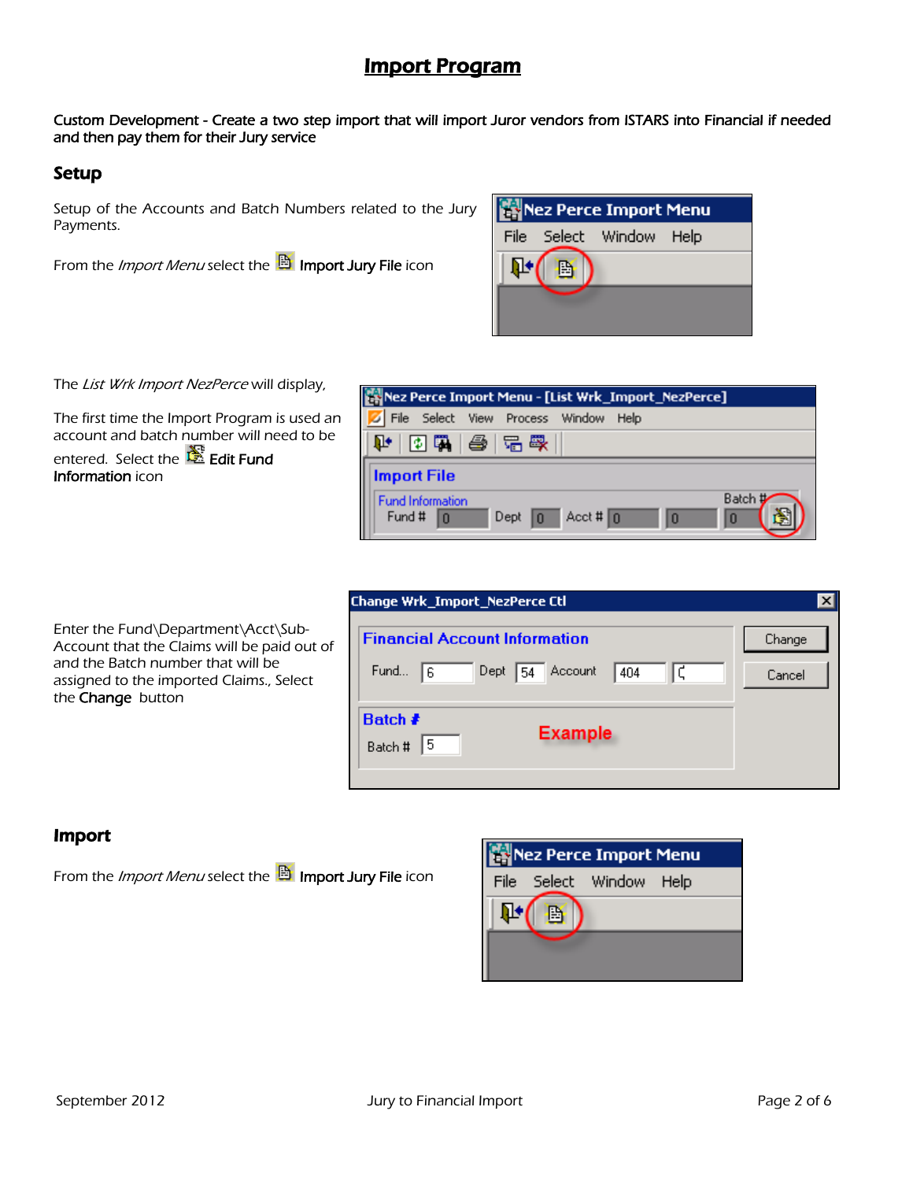# Import Program

**Custom Development - Create a two step import that will import Juror vendors from ISTARS into Financial if needed and then pay them for their Jury service**

## Setup

Setup of the Accounts and Batch Numbers related to the Jury Payments.

From the *Import Menu* select the **Import Jury File** icon

The *List Wrk Import NezPerce* will display,

The first time the Import Program is used an account and batch number will need to be entered. Select the **Edit Fund Information** icon

Enter the Fund\Department\Acct\Sub-Account that the Claims will be paid out of and the Batch number that will be assigned to the imported Claims., Select the **Change** button

## Import

From the *Import Menu* select the **Import Jury File** icon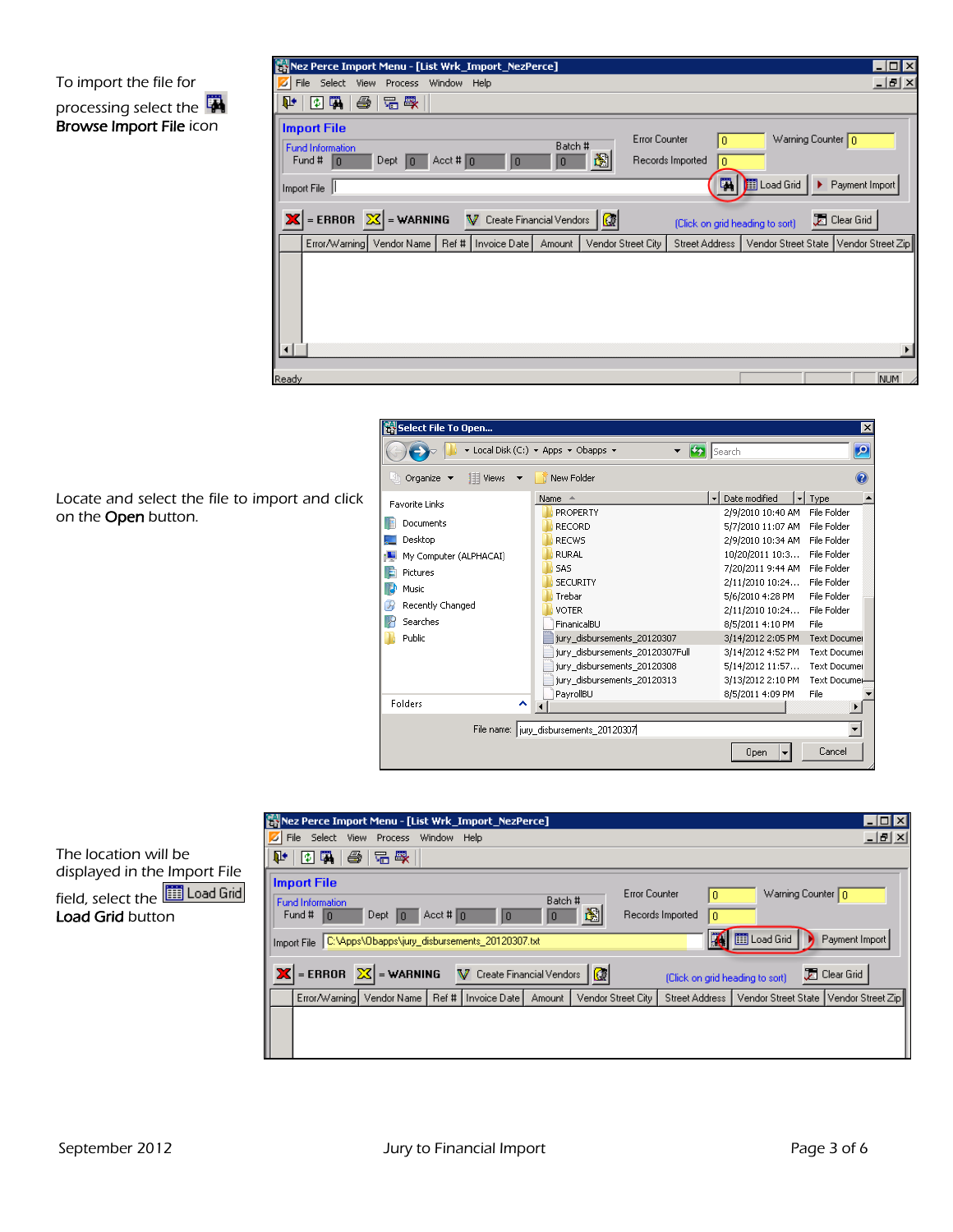To import the file for processing select the **Browse Import File** icon

Locate and select the file to import and click on the **Open** button.

The location will be displayed in the Import File field, select the Load Grid **Load Grid** button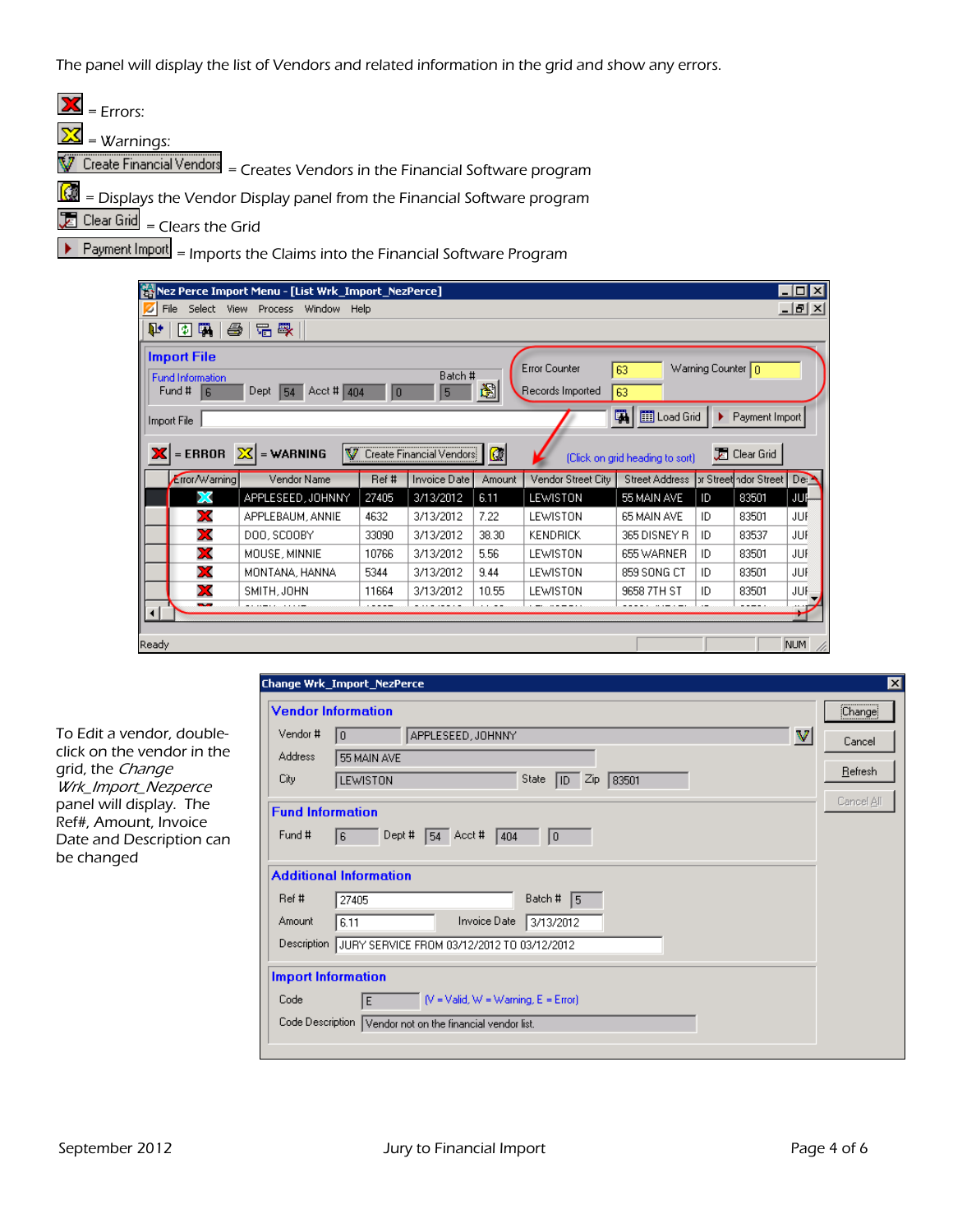The panel will display the list of Vendors and related information in the grid and show any errors.

= Errors:

= Warnings:

Create Financial Vendors = Creates Vendors in the Financial Software program

= Displays the Vendor Display panel from the Financial Software program

Clear Grid = Clears the Grid

Payment Import = Imports the Claims into the Financial Software Program

To Edit a vendor, double-click on the vendor in the grid, the *Change Wrk_Import_Nezperce* panel will display. The Ref#, Amount, Invoice Date and Description can be changed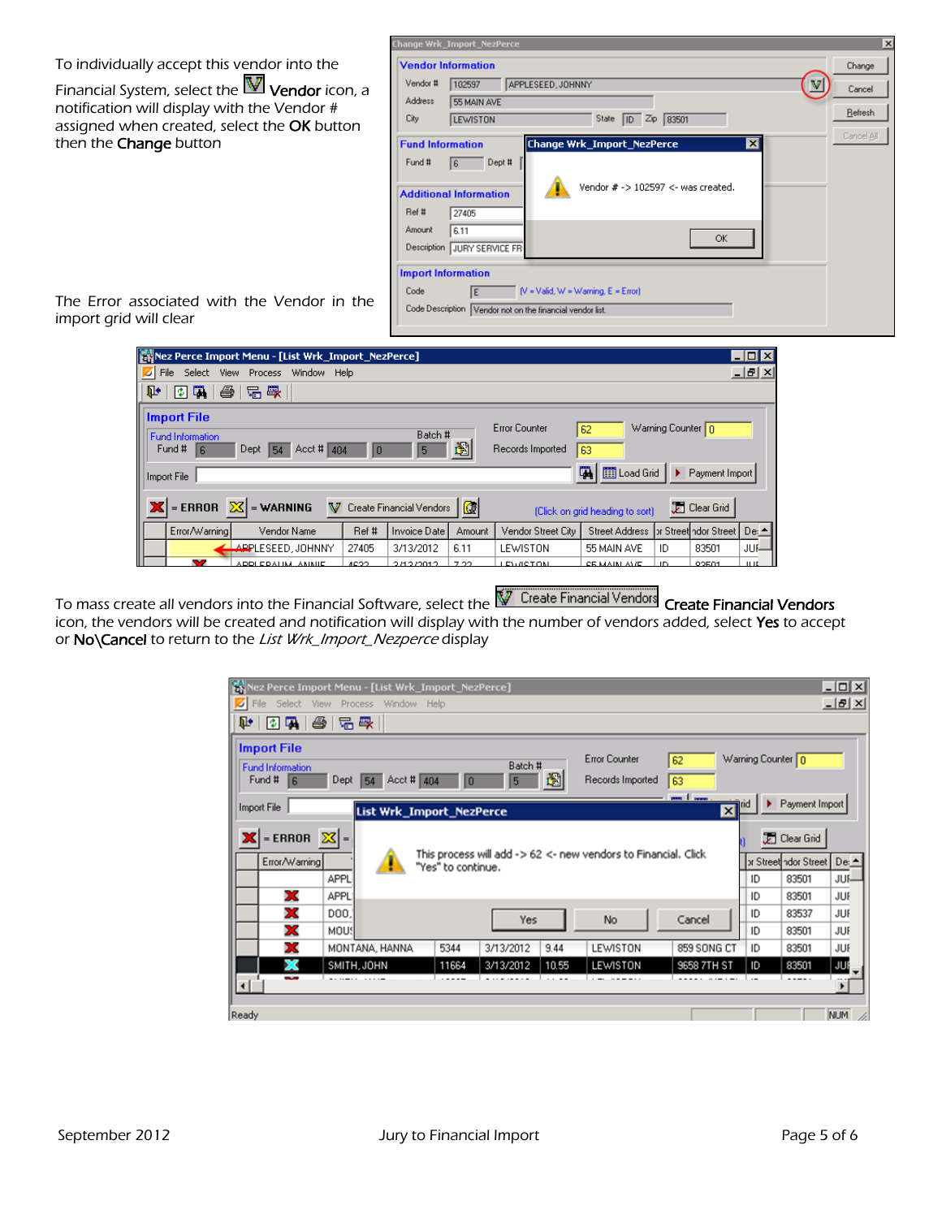To individually accept this vendor into the Financial System, select the **Vendor** icon, a notification will display with the Vendor # assigned when created, select the **OK** button then the **Change** button

The Error associated with the Vendor in the import grid will clear

To mass create all vendors into the Financial Software, select the **Create Financial Vendors** icon, the vendors will be created and notification will display with the number of vendors added, select **Yes** to accept or **No\Cancel** to return to the *List Wrk_Import_Nezperce* display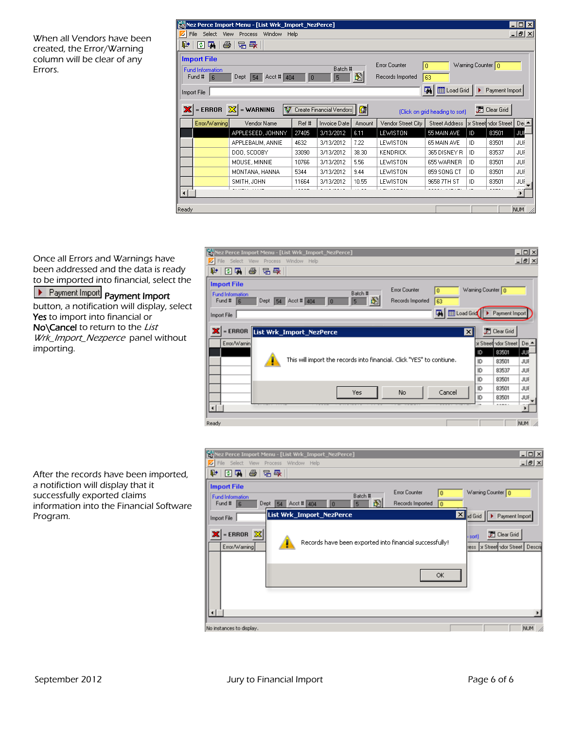When all Vendors have been created, the Error/Warning column will be clear of any Errors.

Once all Errors and Warnings have been addressed and the data is ready to be imported into financial, select the **Payment Import** button, a notification will display, select **Yes** to import into financial or **No\Cancel** to return to the *List Wrk_Import_Nezperce* panel without importing.

After the records have been imported, a notifiction will display that it successfully exported claims information into the Financial Software Program.